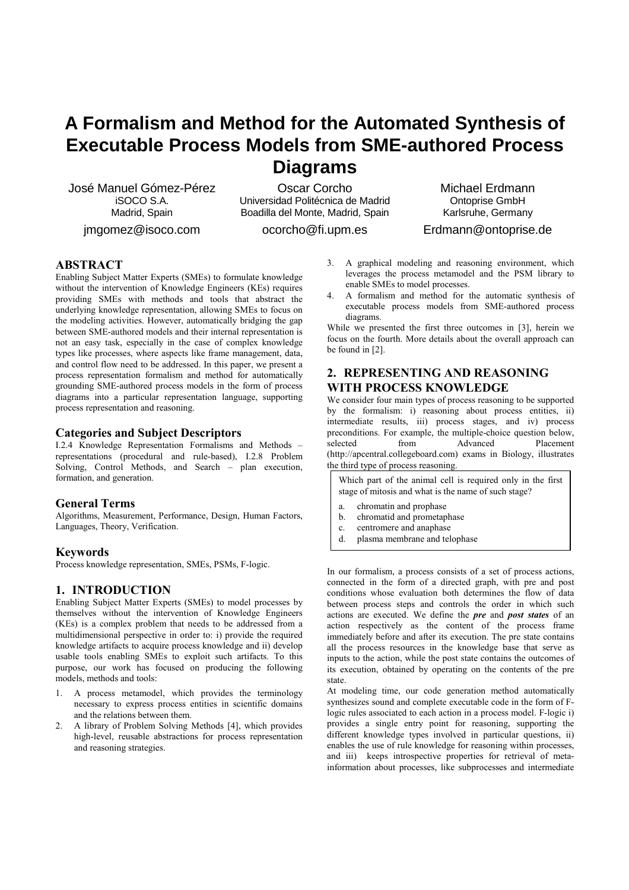# A Formalism and Method for the Automated Synthesis of Executable Process Models from SME-authored Process Diagrams

José Manuel Gómez-Pérez
iSOCO S.A.
Madrid, Spain
jmgomez@isoco.com

Oscar Corcho
Universidad Politécnica de Madrid
Boadilla del Monte, Madrid, Spain
ocorcho@fi.upm.es

Michael Erdmann
Ontoprise GmbH
Karlsruhe, Germany
Erdmann@ontoprise.de

## ABSTRACT

Enabling Subject Matter Experts (SMEs) to formulate knowledge without the intervention of Knowledge Engineers (KEs) requires providing SMEs with methods and tools that abstract the underlying knowledge representation, allowing SMEs to focus on the modeling activities. However, automatically bridging the gap between SME-authored models and their internal representation is not an easy task, especially in the case of complex knowledge types like processes, where aspects like frame management, data, and control flow need to be addressed. In this paper, we present a process representation formalism and method for automatically grounding SME-authored process models in the form of process diagrams into a particular representation language, supporting process representation and reasoning.

### Categories and Subject Descriptors

I.2.4 Knowledge Representation Formalisms and Methods – representations (procedural and rule-based), I.2.8 Problem Solving, Control Methods, and Search – plan execution, formation, and generation.

### General Terms

Algorithms, Measurement, Performance, Design, Human Factors, Languages, Theory, Verification.

### Keywords

Process knowledge representation, SMEs, PSMs, F-logic.

## 1. INTRODUCTION

Enabling Subject Matter Experts (SMEs) to model processes by themselves without the intervention of Knowledge Engineers (KEs) is a complex problem that needs to be addressed from a multidimensional perspective in order to: i) provide the required knowledge artifacts to acquire process knowledge and ii) develop usable tools enabling SMEs to exploit such artifacts. To this purpose, our work has focused on producing the following models, methods and tools:

1. A process metamodel, which provides the terminology necessary to express process entities in scientific domains and the relations between them.
2. A library of Problem Solving Methods [4], which provides high-level, reusable abstractions for process representation and reasoning strategies.
3. A graphical modeling and reasoning environment, which leverages the process metamodel and the PSM library to enable SMEs to model processes.
4. A formalism and method for the automatic synthesis of executable process models from SME-authored process diagrams.

While we presented the first three outcomes in [3], herein we focus on the fourth. More details about the overall approach can be found in [2].

## 2. REPRESENTING AND REASONING WITH PROCESS KNOWLEDGE

We consider four main types of process reasoning to be supported by the formalism: i) reasoning about process entities, ii) intermediate results, iii) process stages, and iv) process preconditions. For example, the multiple-choice question below, selected from Advanced Placement (http://apcentral.collegeboard.com) exams in Biology, illustrates the third type of process reasoning.

> Which part of the animal cell is required only in the first stage of mitosis and what is the name of such stage?
>
> a. chromatin and prophase
> b. chromatid and prometaphase
> c. centromere and anaphase
> d. plasma membrane and telophase

In our formalism, a process consists of a set of process actions, connected in the form of a directed graph, with pre and post conditions whose evaluation both determines the flow of data between process steps and controls the order in which such actions are executed. We define the ***pre*** and ***post states*** of an action respectively as the content of the process frame immediately before and after its execution. The pre state contains all the process resources in the knowledge base that serve as inputs to the action, while the post state contains the outcomes of its execution, obtained by operating on the contents of the pre state.

At modeling time, our code generation method automatically synthesizes sound and complete executable code in the form of F-logic rules associated to each action in a process model. F-logic i) provides a single entry point for reasoning, supporting the different knowledge types involved in particular questions, ii) enables the use of rule knowledge for reasoning within processes, and iii) keeps introspective properties for retrieval of meta-information about processes, like subprocesses and intermediate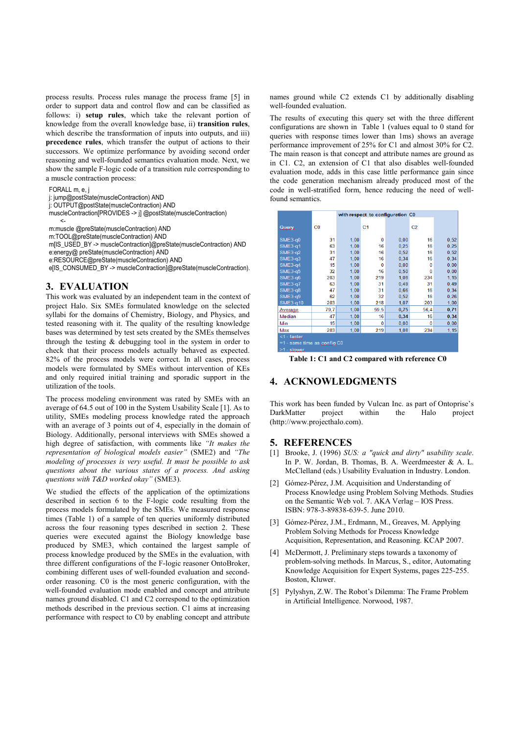process results. Process rules manage the process frame [5] in order to support data and control flow and can be classified as follows: i) **setup rules**, which take the relevant portion of knowledge from the overall knowledge base, ii) **transition rules**, which describe the transformation of inputs into outputs, and iii) **precedence rules**, which transfer the output of actions to their successors. We optimize performance by avoiding second order reasoning and well-founded semantics evaluation mode. Next, we show the sample F-logic code of a transition rule corresponding to a muscle contraction process:

```
FORALL m, e, j
j: jump@postState(muscleContraction) AND
j: OUTPUT@postState(muscleContraction) AND
muscleContraction[PROVIDES -> j] @postState(muscleContraction)
    <-
m:muscle @preState(muscleContraction) AND
m:TOOL@preState(muscleContraction) AND
m[IS_USED_BY -> muscleContraction]@preState(muscleContraction) AND
e:energy@ preState(muscleContraction) AND
e:RESOURCE@preState(muscleContraction) AND
e[IS_CONSUMED_BY -> muscleContraction]@preState(muscleContraction).
```

## 3. EVALUATION

This work was evaluated by an independent team in the context of project Halo. Six SMEs formulated knowledge on the selected syllabi for the domains of Chemistry, Biology, and Physics, and tested reasoning with it. The quality of the resulting knowledge bases was determined by test sets created by the SMEs themselves through the testing & debugging tool in the system in order to check that their process models actually behaved as expected. 82% of the process models were correct. In all cases, process models were formulated by SMEs without intervention of KEs and only required initial training and sporadic support in the utilization of the tools.

The process modeling environment was rated by SMEs with an average of 64.5 out of 100 in the System Usability Scale [1]. As to utility, SMEs modeling process knowledge rated the approach with an average of 3 points out of 4, especially in the domain of Biology. Additionally, personal interviews with SMEs showed a high degree of satisfaction, with comments like *"It makes the representation of biological models easier"* (SME2) and *"The modeling of processes is very useful. It must be possible to ask questions about the various states of a process. And asking questions with T&D worked okay"* (SME3).

We studied the effects of the application of the optimizations described in section 6 to the F-logic code resulting from the process models formulated by the SMEs. We measured response times (Table 1) of a sample of ten queries uniformly distributed across the four reasoning types described in section 2. These queries were executed against the Biology knowledge base produced by SME3, which contained the largest sample of process knowledge produced by the SMEs in the evaluation, with three different configurations of the F-logic reasoner OntoBroker, combining different uses of well-founded evaluation and second-order reasoning. C0 is the most generic configuration, with the well-founded evaluation mode enabled and concept and attribute names ground disabled. C1 and C2 correspond to the optimization methods described in the previous section. C1 aims at increasing performance with respect to C0 by enabling concept and attribute names ground while C2 extends C1 by additionally disabling well-founded evaluation.

The results of executing this query set with the three different configurations are shown in Table 1 (values equal to 0 stand for queries with response times lower than 1ms) shows an average performance improvement of 25% for C1 and almost 30% for C2. The main reason is that concept and attribute names are ground as in C1. C2, an extension of C1 that also disables well-founded evaluation mode, adds in this case little performance gain since the code generation mechanism already produced most of the code in well-stratified form, hence reducing the need of well-found semantics.

| | with respect to configuration C0 | | | | | |
|---|---|---|---|---|---|---|
| Query | C0 | | C1 | | C2 | |
| SME3-q0 | 31 | 1,00 | 0 | 0,00 | 16 | 0,52 |
| SME3-q1 | 63 | 1,00 | 16 | 0,25 | 16 | 0,25 |
| SME3-q2 | 31 | 1,00 | 16 | 0,52 | 16 | 0,52 |
| SME3-q3 | 47 | 1,00 | 16 | 0,34 | 16 | 0,34 |
| SME3-q4 | 15 | 1,00 | 0 | 0,00 | 0 | 0,00 |
| SME3-q5 | 32 | 1,00 | 16 | 0,50 | 0 | 0,00 |
| SME3-q6 | 203 | 1,00 | 219 | 1,08 | 234 | 1,15 |
| SME3-q7 | 63 | 1,00 | 31 | 0,49 | 31 | 0,49 |
| SME3-q8 | 47 | 1,00 | 31 | 0,66 | 16 | 0,34 |
| SME3-q9 | 62 | 1,00 | 32 | 0,52 | 16 | 0,26 |
| SME3-q10 | 203 | 1,00 | 218 | 1,07 | 203 | 1,00 |
| Average | 79,7 | 1,00 | 59,5 | 0,75 | 56,4 | 0,71 |
| Median | 47 | 1,00 | 16 | 0,34 | 16 | 0,34 |
| Min | 15 | 1,00 | 0 | 0,00 | 0 | 0,00 |
| Max | 203 | 1,00 | 219 | 1,08 | 234 | 1,15 |

<1 - faster
=1 - same time as config C0
>1 - slower

**Table 1: C1 and C2 compared with reference C0**

## 4. ACKNOWLEDGMENTS

This work has been funded by Vulcan Inc. as part of Ontoprise's DarkMatter project within the Halo project (http://www.projecthalo.com).

## 5. REFERENCES

[1] Brooke, J. (1996) *SUS: a "quick and dirty" usability scale*. In P. W. Jordan, B. Thomas, B. A. Weerdmeester & A. L. McClelland (eds.) Usability Evaluation in Industry. London.

[2] Gómez-Pérez, J.M. Acquisition and Understanding of Process Knowledge using Problem Solving Methods. Studies on the Semantic Web vol. 7. AKA Verlag – IOS Press. ISBN: 978-3-89838-639-5. June 2010.

[3] Gómez-Pérez, J.M., Erdmann, M., Greaves, M. Applying Problem Solving Methods for Process Knowledge Acquisition, Representation, and Reasoning. KCAP 2007.

[4] McDermott, J. Preliminary steps towards a taxonomy of problem-solving methods. In Marcus, S., editor, Automating Knowledge Acquisition for Expert Systems, pages 225-255. Boston, Kluwer.

[5] Pylyshyn, Z.W. The Robot's Dilemma: The Frame Problem in Artificial Intelligence. Norwood, 1987.